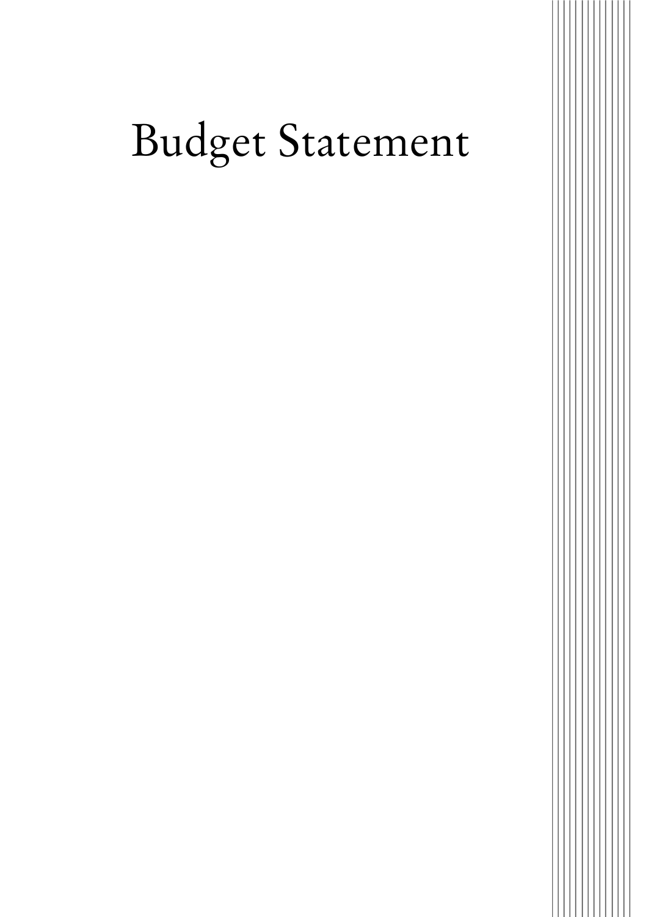# Budget Statement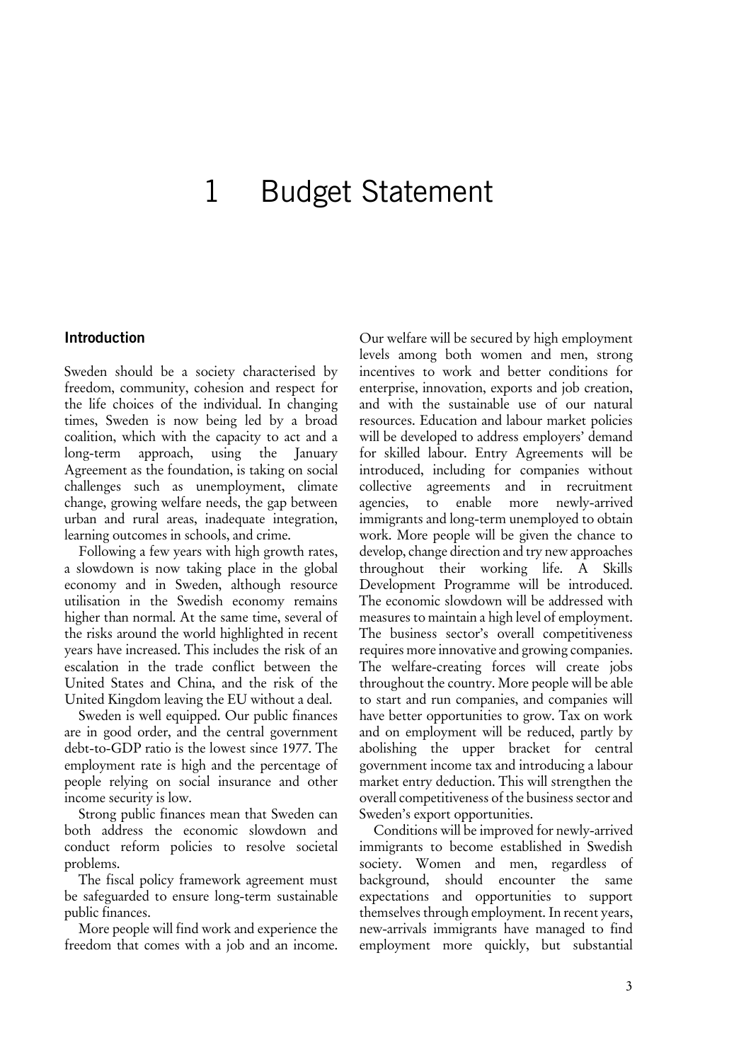# 1 Budget Statement

## Introduction

Sweden should be a society characterised by freedom, community, cohesion and respect for the life choices of the individual. In changing times, Sweden is now being led by a broad coalition, which with the capacity to act and a long-term approach, using the January Agreement as the foundation, is taking on social challenges such as unemployment, climate change, growing welfare needs, the gap between urban and rural areas, inadequate integration, learning outcomes in schools, and crime.

Following a few years with high growth rates, a slowdown is now taking place in the global economy and in Sweden, although resource utilisation in the Swedish economy remains higher than normal. At the same time, several of the risks around the world highlighted in recent years have increased. This includes the risk of an escalation in the trade conflict between the United States and China, and the risk of the United Kingdom leaving the EU without a deal.

Sweden is well equipped. Our public finances are in good order, and the central government debt-to-GDP ratio is the lowest since 1977. The employment rate is high and the percentage of people relying on social insurance and other income security is low.

Strong public finances mean that Sweden can both address the economic slowdown and conduct reform policies to resolve societal problems.

The fiscal policy framework agreement must be safeguarded to ensure long-term sustainable public finances.

More people will find work and experience the freedom that comes with a job and an income. Our welfare will be secured by high employment levels among both women and men, strong incentives to work and better conditions for enterprise, innovation, exports and job creation, and with the sustainable use of our natural resources. Education and labour market policies will be developed to address employers' demand for skilled labour. Entry Agreements will be introduced, including for companies without collective agreements and in recruitment agencies, to enable more newly-arrived immigrants and long-term unemployed to obtain work. More people will be given the chance to develop, change direction and try new approaches throughout their working life. A Skills Development Programme will be introduced. The economic slowdown will be addressed with measures to maintain a high level of employment. The business sector's overall competitiveness requires more innovative and growing companies. The welfare-creating forces will create jobs throughout the country. More people will be able to start and run companies, and companies will have better opportunities to grow. Tax on work and on employment will be reduced, partly by abolishing the upper bracket for central government income tax and introducing a labour market entry deduction. This will strengthen the overall competitiveness of the business sector and Sweden's export opportunities.

Conditions will be improved for newly-arrived immigrants to become established in Swedish society. Women and men, regardless of background, should encounter the same expectations and opportunities to support themselves through employment. In recent years, new-arrivals immigrants have managed to find employment more quickly, but substantial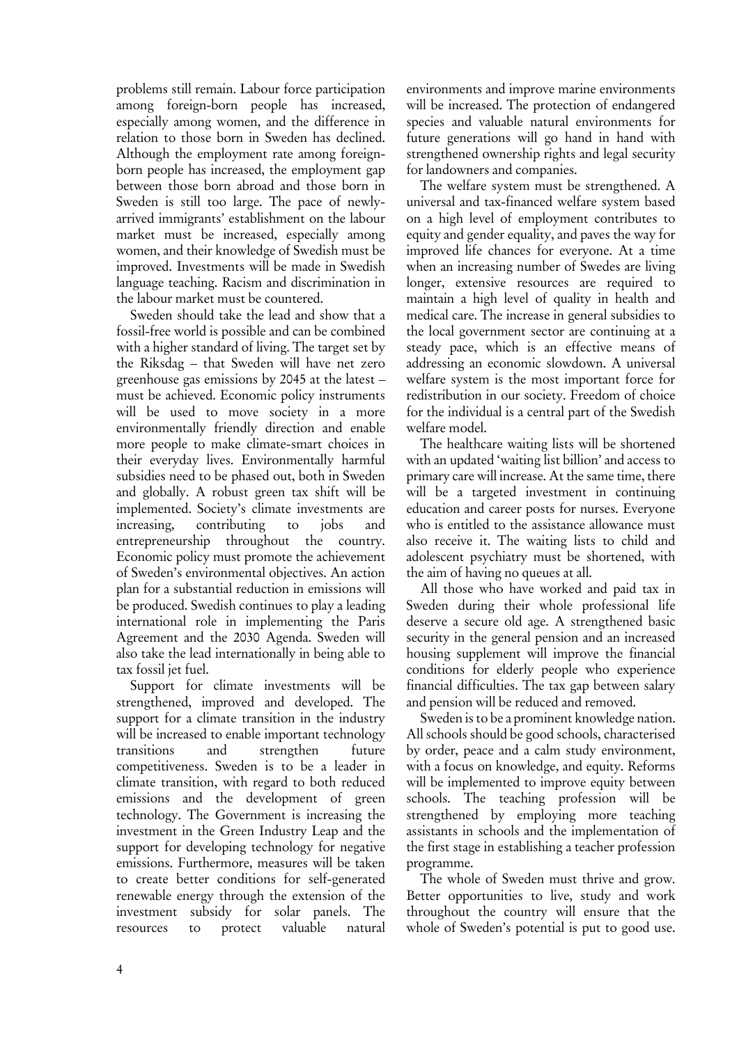problems still remain. Labour force participation among foreign-born people has increased, especially among women, and the difference in relation to those born in Sweden has declined. Although the employment rate among foreign-born people has increased, the employment gap between those born abroad and those born in Sweden is still too large. The pace of newly-arrived immigrants' establishment on the labour market must be increased, especially among women, and their knowledge of Swedish must be improved. Investments will be made in Swedish language teaching. Racism and discrimination in the labour market must be countered.

Sweden should take the lead and show that a fossil-free world is possible and can be combined with a higher standard of living. The target set by the Riksdag – that Sweden will have net zero greenhouse gas emissions by 2045 at the latest – must be achieved. Economic policy instruments will be used to move society in a more environmentally friendly direction and enable more people to make climate-smart choices in their everyday lives. Environmentally harmful subsidies need to be phased out, both in Sweden and globally. A robust green tax shift will be implemented. Society's climate investments are increasing, contributing to jobs and entrepreneurship throughout the country. Economic policy must promote the achievement of Sweden's environmental objectives. An action plan for a substantial reduction in emissions will be produced. Swedish continues to play a leading international role in implementing the Paris Agreement and the 2030 Agenda. Sweden will also take the lead internationally in being able to tax fossil jet fuel.

Support for climate investments will be strengthened, improved and developed. The support for a climate transition in the industry will be increased to enable important technology transitions and strengthen future competitiveness. Sweden is to be a leader in climate transition, with regard to both reduced emissions and the development of green technology. The Government is increasing the investment in the Green Industry Leap and the support for developing technology for negative emissions. Furthermore, measures will be taken to create better conditions for self-generated renewable energy through the extension of the investment subsidy for solar panels. The resources to protect valuable natural environments and improve marine environments will be increased. The protection of endangered species and valuable natural environments for future generations will go hand in hand with strengthened ownership rights and legal security for landowners and companies.

The welfare system must be strengthened. A universal and tax-financed welfare system based on a high level of employment contributes to equity and gender equality, and paves the way for improved life chances for everyone. At a time when an increasing number of Swedes are living longer, extensive resources are required to maintain a high level of quality in health and medical care. The increase in general subsidies to the local government sector are continuing at a steady pace, which is an effective means of addressing an economic slowdown. A universal welfare system is the most important force for redistribution in our society. Freedom of choice for the individual is a central part of the Swedish welfare model.

The healthcare waiting lists will be shortened with an updated 'waiting list billion' and access to primary care will increase. At the same time, there will be a targeted investment in continuing education and career posts for nurses. Everyone who is entitled to the assistance allowance must also receive it. The waiting lists to child and adolescent psychiatry must be shortened, with the aim of having no queues at all.

All those who have worked and paid tax in Sweden during their whole professional life deserve a secure old age. A strengthened basic security in the general pension and an increased housing supplement will improve the financial conditions for elderly people who experience financial difficulties. The tax gap between salary and pension will be reduced and removed.

Sweden is to be a prominent knowledge nation. All schools should be good schools, characterised by order, peace and a calm study environment, with a focus on knowledge, and equity. Reforms will be implemented to improve equity between schools. The teaching profession will be strengthened by employing more teaching assistants in schools and the implementation of the first stage in establishing a teacher profession programme.

The whole of Sweden must thrive and grow. Better opportunities to live, study and work throughout the country will ensure that the whole of Sweden's potential is put to good use.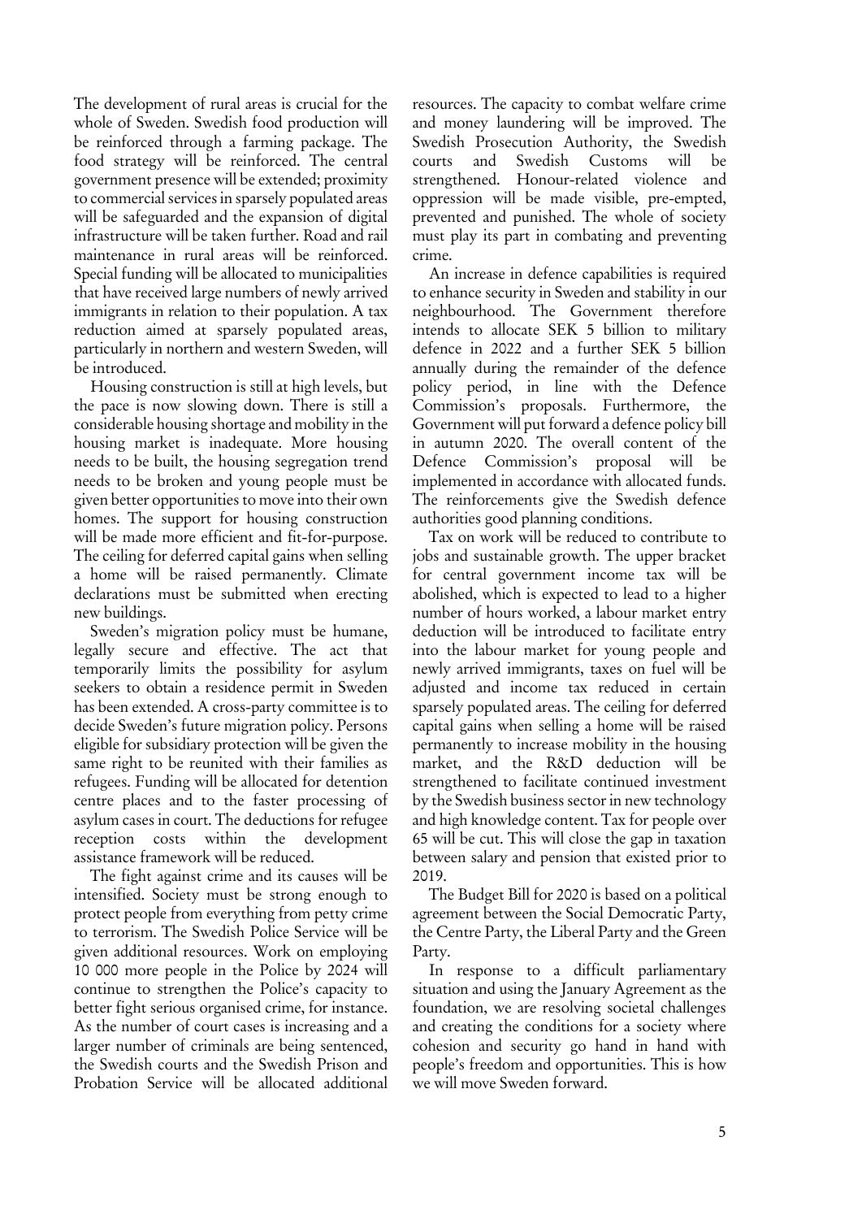The development of rural areas is crucial for the whole of Sweden. Swedish food production will be reinforced through a farming package. The food strategy will be reinforced. The central government presence will be extended; proximity to commercial services in sparsely populated areas will be safeguarded and the expansion of digital infrastructure will be taken further. Road and rail maintenance in rural areas will be reinforced. Special funding will be allocated to municipalities that have received large numbers of newly arrived immigrants in relation to their population. A tax reduction aimed at sparsely populated areas, particularly in northern and western Sweden, will be introduced.

Housing construction is still at high levels, but the pace is now slowing down. There is still a considerable housing shortage and mobility in the housing market is inadequate. More housing needs to be built, the housing segregation trend needs to be broken and young people must be given better opportunities to move into their own homes. The support for housing construction will be made more efficient and fit-for-purpose. The ceiling for deferred capital gains when selling a home will be raised permanently. Climate declarations must be submitted when erecting new buildings.

Sweden's migration policy must be humane, legally secure and effective. The act that temporarily limits the possibility for asylum seekers to obtain a residence permit in Sweden has been extended. A cross-party committee is to decide Sweden's future migration policy. Persons eligible for subsidiary protection will be given the same right to be reunited with their families as refugees. Funding will be allocated for detention centre places and to the faster processing of asylum cases in court. The deductions for refugee reception costs within the development assistance framework will be reduced.

The fight against crime and its causes will be intensified. Society must be strong enough to protect people from everything from petty crime to terrorism. The Swedish Police Service will be given additional resources. Work on employing 10 000 more people in the Police by 2024 will continue to strengthen the Police's capacity to better fight serious organised crime, for instance. As the number of court cases is increasing and a larger number of criminals are being sentenced, the Swedish courts and the Swedish Prison and Probation Service will be allocated additional resources. The capacity to combat welfare crime and money laundering will be improved. The Swedish Prosecution Authority, the Swedish courts and Swedish Customs will be strengthened. Honour-related violence and oppression will be made visible, pre-empted, prevented and punished. The whole of society must play its part in combating and preventing crime.

An increase in defence capabilities is required to enhance security in Sweden and stability in our neighbourhood. The Government therefore intends to allocate SEK 5 billion to military defence in 2022 and a further SEK 5 billion annually during the remainder of the defence policy period, in line with the Defence Commission's proposals. Furthermore, the Government will put forward a defence policy bill in autumn 2020. The overall content of the Defence Commission's proposal will be implemented in accordance with allocated funds. The reinforcements give the Swedish defence authorities good planning conditions.

Tax on work will be reduced to contribute to jobs and sustainable growth. The upper bracket for central government income tax will be abolished, which is expected to lead to a higher number of hours worked, a labour market entry deduction will be introduced to facilitate entry into the labour market for young people and newly arrived immigrants, taxes on fuel will be adjusted and income tax reduced in certain sparsely populated areas. The ceiling for deferred capital gains when selling a home will be raised permanently to increase mobility in the housing market, and the R&D deduction will be strengthened to facilitate continued investment by the Swedish business sector in new technology and high knowledge content. Tax for people over 65 will be cut. This will close the gap in taxation between salary and pension that existed prior to 2019.

The Budget Bill for 2020 is based on a political agreement between the Social Democratic Party, the Centre Party, the Liberal Party and the Green Party.

In response to a difficult parliamentary situation and using the January Agreement as the foundation, we are resolving societal challenges and creating the conditions for a society where cohesion and security go hand in hand with people's freedom and opportunities. This is how we will move Sweden forward.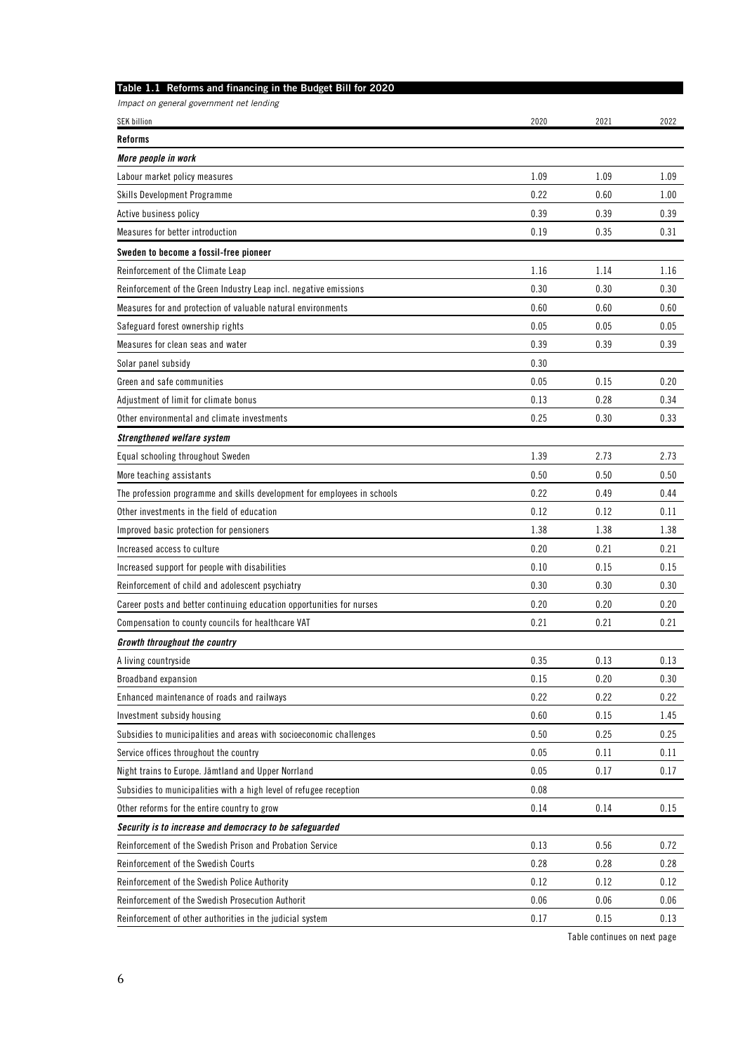**Table 1.1 Reforms and financing in the Budget Bill for 2020**

*Impact on general government net lending*

| SEK billion | 2020 | 2021 | 2022 |
|---|---|---|---|
| **Reforms** | | | |
| ***More people in work*** | | | |
| Labour market policy measures | 1.09 | 1.09 | 1.09 |
| Skills Development Programme | 0.22 | 0.60 | 1.00 |
| Active business policy | 0.39 | 0.39 | 0.39 |
| Measures for better introduction | 0.19 | 0.35 | 0.31 |
| **Sweden to become a fossil-free pioneer** | | | |
| Reinforcement of the Climate Leap | 1.16 | 1.14 | 1.16 |
| Reinforcement of the Green Industry Leap incl. negative emissions | 0.30 | 0.30 | 0.30 |
| Measures for and protection of valuable natural environments | 0.60 | 0.60 | 0.60 |
| Safeguard forest ownership rights | 0.05 | 0.05 | 0.05 |
| Measures for clean seas and water | 0.39 | 0.39 | 0.39 |
| Solar panel subsidy | 0.30 | | |
| Green and safe communities | 0.05 | 0.15 | 0.20 |
| Adjustment of limit for climate bonus | 0.13 | 0.28 | 0.34 |
| Other environmental and climate investments | 0.25 | 0.30 | 0.33 |
| ***Strengthened welfare system*** | | | |
| Equal schooling throughout Sweden | 1.39 | 2.73 | 2.73 |
| More teaching assistants | 0.50 | 0.50 | 0.50 |
| The profession programme and skills development for employees in schools | 0.22 | 0.49 | 0.44 |
| Other investments in the field of education | 0.12 | 0.12 | 0.11 |
| Improved basic protection for pensioners | 1.38 | 1.38 | 1.38 |
| Increased access to culture | 0.20 | 0.21 | 0.21 |
| Increased support for people with disabilities | 0.10 | 0.15 | 0.15 |
| Reinforcement of child and adolescent psychiatry | 0.30 | 0.30 | 0.30 |
| Career posts and better continuing education opportunities for nurses | 0.20 | 0.20 | 0.20 |
| Compensation to county councils for healthcare VAT | 0.21 | 0.21 | 0.21 |
| ***Growth throughout the country*** | | | |
| A living countryside | 0.35 | 0.13 | 0.13 |
| Broadband expansion | 0.15 | 0.20 | 0.30 |
| Enhanced maintenance of roads and railways | 0.22 | 0.22 | 0.22 |
| Investment subsidy housing | 0.60 | 0.15 | 1.45 |
| Subsidies to municipalities and areas with socioeconomic challenges | 0.50 | 0.25 | 0.25 |
| Service offices throughout the country | 0.05 | 0.11 | 0.11 |
| Night trains to Europe. Jämtland and Upper Norrland | 0.05 | 0.17 | 0.17 |
| Subsidies to municipalities with a high level of refugee reception | 0.08 | | |
| Other reforms for the entire country to grow | 0.14 | 0.14 | 0.15 |
| ***Security is to increase and democracy to be safeguarded*** | | | |
| Reinforcement of the Swedish Prison and Probation Service | 0.13 | 0.56 | 0.72 |
| Reinforcement of the Swedish Courts | 0.28 | 0.28 | 0.28 |
| Reinforcement of the Swedish Police Authority | 0.12 | 0.12 | 0.12 |
| Reinforcement of the Swedish Prosecution Authorit | 0.06 | 0.06 | 0.06 |
| Reinforcement of other authorities in the judicial system | 0.17 | 0.15 | 0.13 |

Table continues on next page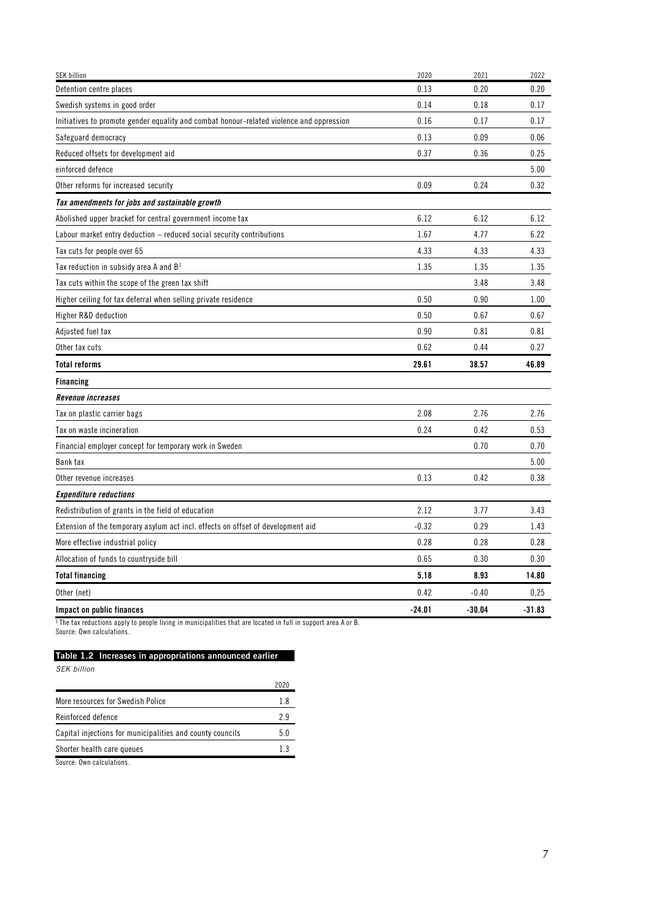| SEK billion | 2020 | 2021 | 2022 |
|---|---|---|---|
| Detention centre places | 0.13 | 0.20 | 0.20 |
| Swedish systems in good order | 0.14 | 0.18 | 0.17 |
| Initiatives to promote gender equality and combat honour-related violence and oppression | 0.16 | 0.17 | 0.17 |
| Safeguard democracy | 0.13 | 0.09 | 0.06 |
| Reduced offsets for development aid | 0.37 | 0.36 | 0.25 |
| einforced defence | | | 5.00 |
| Other reforms for increased security | 0.09 | 0.24 | 0.32 |
| ***Tax amendments for jobs and sustainable growth*** | | | |
| Abolished upper bracket for central government income tax | 6.12 | 6.12 | 6.12 |
| Labour market entry deduction – reduced social security contributions | 1.67 | 4.77 | 6.22 |
| Tax cuts for people over 65 | 4.33 | 4.33 | 4.33 |
| Tax reduction in subsidy area A and B[1] | 1.35 | 1.35 | 1.35 |
| Tax cuts within the scope of the green tax shift | | 3.48 | 3.48 |
| Higher ceiling for tax deferral when selling private residence | 0.50 | 0.90 | 1.00 |
| Higher R&D deduction | 0.50 | 0.67 | 0.67 |
| Adjusted fuel tax | 0.90 | 0.81 | 0.81 |
| Other tax cuts | 0.62 | 0.44 | 0.27 |
| **Total reforms** | **29.61** | **38.57** | **46.89** |
| **Financing** | | | |
| ***Revenue increases*** | | | |
| Tax on plastic carrier bags | 2.08 | 2.76 | 2.76 |
| Tax on waste incineration | 0.24 | 0.42 | 0.53 |
| Financial employer concept for temporary work in Sweden | | 0.70 | 0.70 |
| Bank tax | | | 5.00 |
| Other revenue increases | 0.13 | 0.42 | 0.38 |
| ***Expenditure reductions*** | | | |
| Redistribution of grants in the field of education | 2.12 | 3.77 | 3.43 |
| Extension of the temporary asylum act incl. effects on offset of development aid | -0.32 | 0.29 | 1.43 |
| More effective industrial policy | 0.28 | 0.28 | 0.28 |
| Allocation of funds to countryside bill | 0.65 | 0.30 | 0.30 |
| **Total financing** | **5.18** | **8.93** | **14.80** |
| Other (net) | 0.42 | -0.40 | 0,25 |
| **Impact on public finances** | **-24.01** | **-30.04** | **-31.83** |

[1] The tax reductions apply to people living in municipalities that are located in full in support area A or B.
Source: Own calculations.

**Table 1.2 Increases in appropriations announced earlier**

*SEK billion*

| | 2020 |
|---|---|
| More resources for Swedish Police | 1.8 |
| Reinforced defence | 2.9 |
| Capital injections for municipalities and county councils | 5.0 |
| Shorter health care queues | 1.3 |

Source: Own calculations.